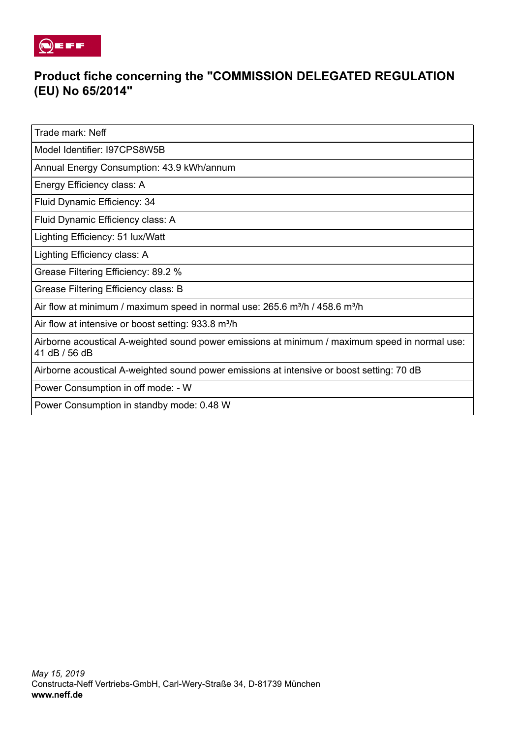# Product fiche concerning the "COMMISSION DELEGATED REGULATION (EU) No 65/2014"

| Trade mark: Neff |
|---|
| Model Identifier: I97CPS8W5B |
| Annual Energy Consumption: 43.9 kWh/annum |
| Energy Efficiency class: A |
| Fluid Dynamic Efficiency: 34 |
| Fluid Dynamic Efficiency class: A |
| Lighting Efficiency: 51 lux/Watt |
| Lighting Efficiency class: A |
| Grease Filtering Efficiency: 89.2 % |
| Grease Filtering Efficiency class: B |
| Air flow at minimum / maximum speed in normal use: 265.6 m³/h / 458.6 m³/h |
| Air flow at intensive or boost setting: 933.8 m³/h |
| Airborne acoustical A-weighted sound power emissions at minimum / maximum speed in normal use: 41 dB / 56 dB |
| Airborne acoustical A-weighted sound power emissions at intensive or boost setting: 70 dB |
| Power Consumption in off mode: - W |
| Power Consumption in standby mode: 0.48 W |

*May 15, 2019*
Constructa-Neff Vertriebs-GmbH, Carl-Wery-Straße 34, D-81739 München
**www.neff.de**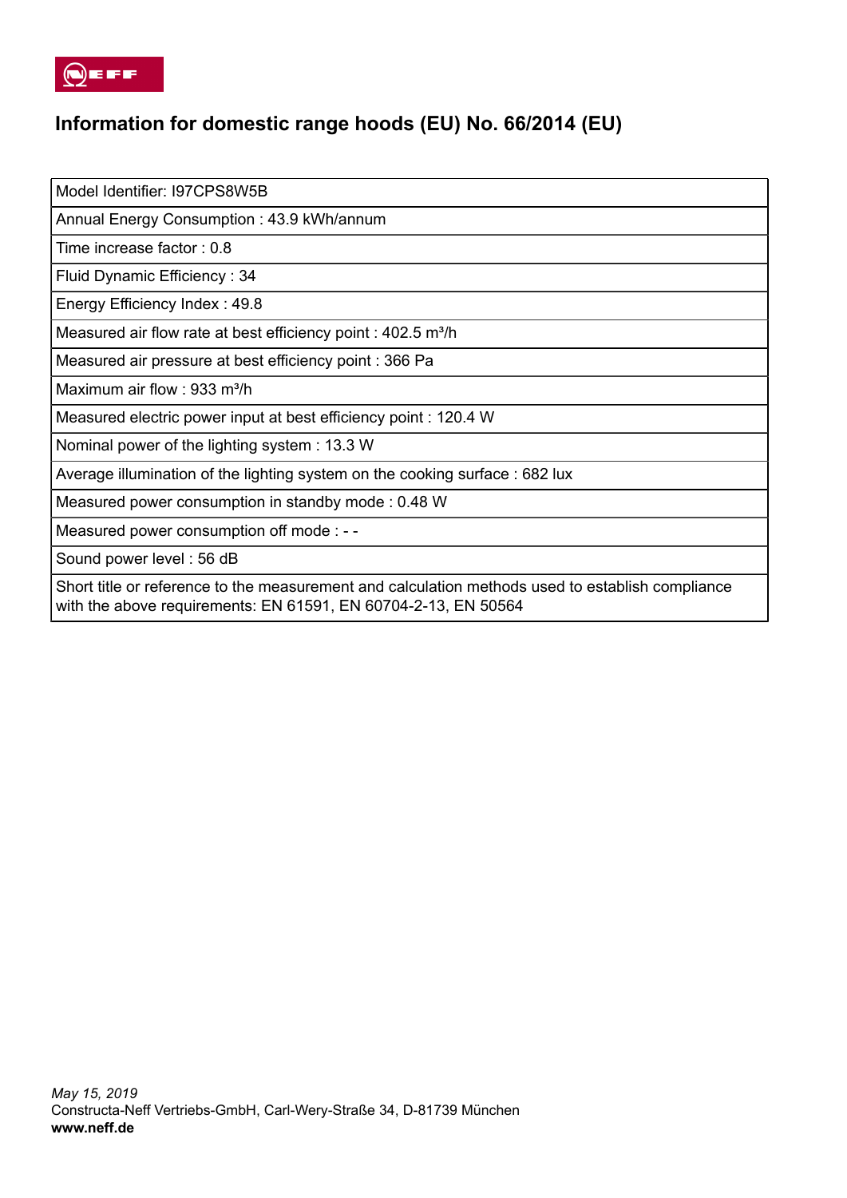# Information for domestic range hoods (EU) No. 66/2014 (EU)

| |
|---|
| Model Identifier: I97CPS8W5B |
| Annual Energy Consumption : 43.9 kWh/annum |
| Time increase factor : 0.8 |
| Fluid Dynamic Efficiency : 34 |
| Energy Efficiency Index : 49.8 |
| Measured air flow rate at best efficiency point : 402.5 m³/h |
| Measured air pressure at best efficiency point : 366 Pa |
| Maximum air flow : 933 m³/h |
| Measured electric power input at best efficiency point : 120.4 W |
| Nominal power of the lighting system : 13.3 W |
| Average illumination of the lighting system on the cooking surface : 682 lux |
| Measured power consumption in standby mode : 0.48 W |
| Measured power consumption off mode : - - |
| Sound power level : 56 dB |
| Short title or reference to the measurement and calculation methods used to establish compliance with the above requirements: EN 61591, EN 60704-2-13, EN 50564 |

*May 15, 2019*
Constructa-Neff Vertriebs-GmbH, Carl-Wery-Straße 34, D-81739 München
**www.neff.de**